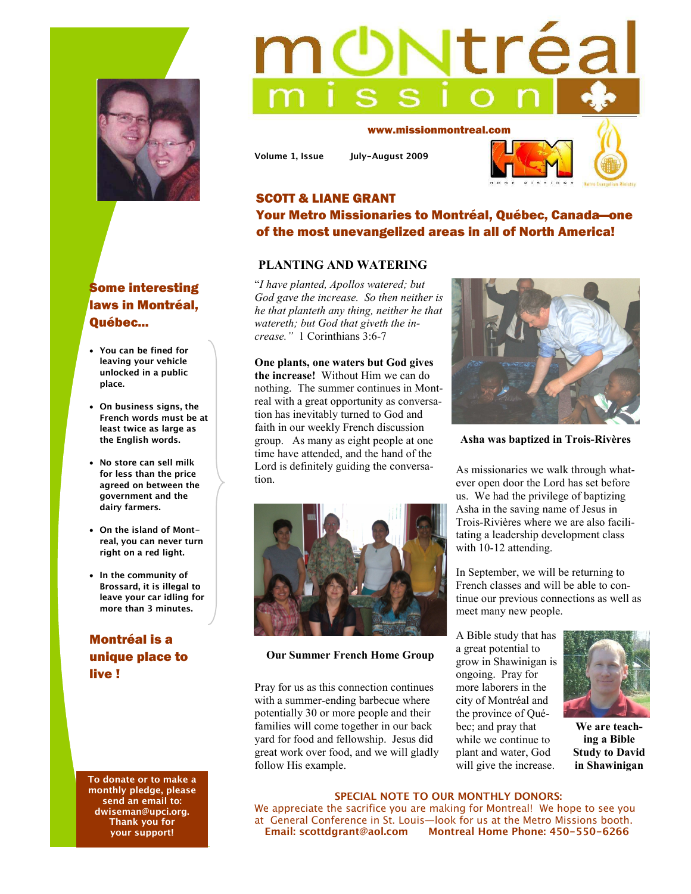# Montréal mission

www.missionmontreal.com

Volume 1, Issue July-August 2009

## SCOTT & LIANE GRANT

**Your Metro Missionaries to Montréal, Québec, Canada—one of the most unevangelized areas in all of North America!**

### PLANTING AND WATERING

"*I have planted, Apollos watered; but God gave the increase. So then neither is he that planteth any thing, neither he that watereth; but God that giveth the increase."* 1 Corinthians 3:6-7

**One plants, one waters but God gives the increase!** Without Him we can do nothing. The summer continues in Montreal with a great opportunity as conversation has inevitably turned to God and faith in our weekly French discussion group. As many as eight people at one time have attended, and the hand of the Lord is definitely guiding the conversation.

**Our Summer French Home Group**

Pray for us as this connection continues with a summer-ending barbecue where potentially 30 or more people and their families will come together in our back yard for food and fellowship. Jesus did great work over food, and we will gladly follow His example.

**Asha was baptized in Trois-Rivères**

As missionaries we walk through whatever open door the Lord has set before us. We had the privilege of baptizing Asha in the saving name of Jesus in Trois-Rivères where we are also facilitating a leadership development class with 10-12 attending.

In September, we will be returning to French classes and will be able to continue our previous connections as well as meet many new people.

A Bible study that has a great potential to grow in Shawinigan is ongoing. Pray for more laborers in the city of Montréal and the province of Québec; and pray that while we continue to plant and water, God will give the increase.

**We are teaching a Bible Study to David in Shawinigan**

## Some interesting laws in Montréal, Québec...

- You can be fined for leaving your vehicle unlocked in a public place.
- On business signs, the French words must be at least twice as large as the English words.
- No store can sell milk for less than the price agreed on between the government and the dairy farmers.
- On the island of Montreal, you can never turn right on a red light.
- In the community of Brossard, it is illegal to leave your car idling for more than 3 minutes.

## Montréal is a unique place to live !

To donate or to make a monthly pledge, please send an email to: dwiseman@upci.org. Thank you for your support!

**SPECIAL NOTE TO OUR MONTHLY DONORS:**

We appreciate the sacrifice you are making for Montreal! We hope to see you at General Conference in St. Louis—look for us at the Metro Missions booth.

**Email: scottdgrant@aol.com Montreal Home Phone: 450-550-6266**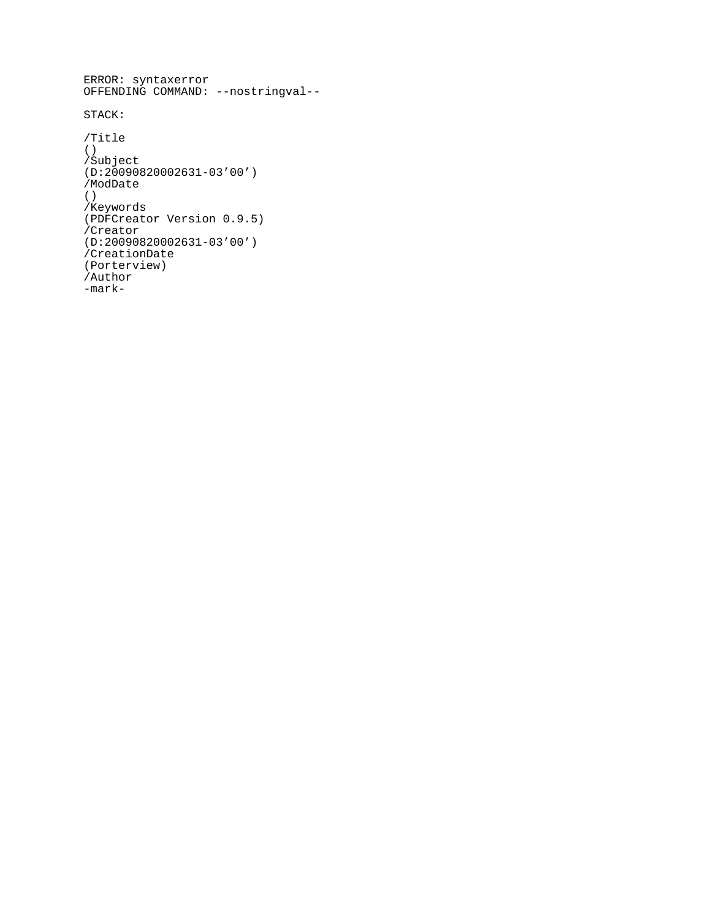ERROR: syntaxerror
OFFENDING COMMAND: --nostringval--

STACK:

/Title
()
/Subject
(D:20090820002631-03'00')
/ModDate
()
/Keywords
(PDFCreator Version 0.9.5)
/Creator
(D:20090820002631-03'00')
/CreationDate
(Porterview)
/Author
-mark-